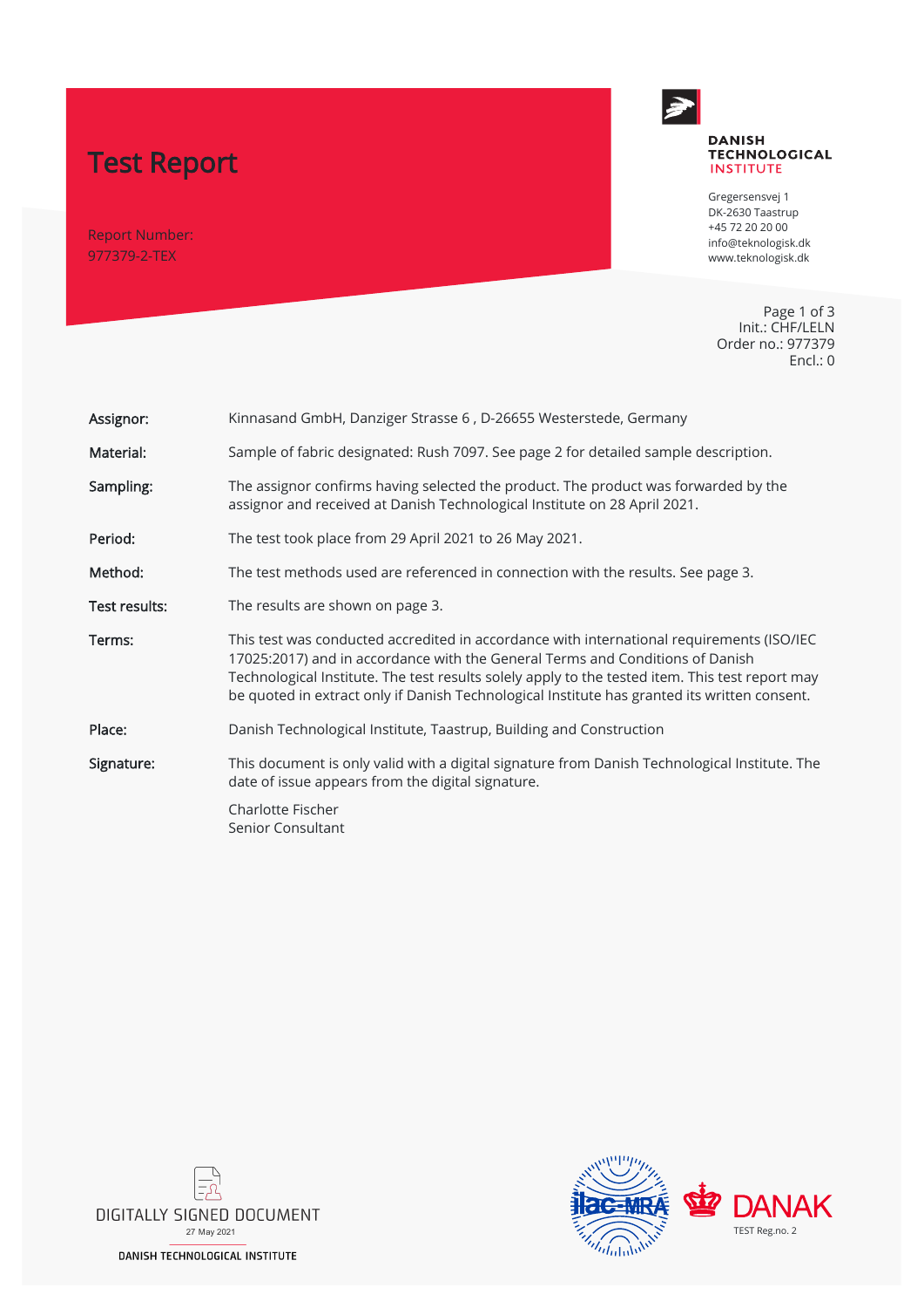# Test Report

Report Number:
977379-2-TEX

**DANISH TECHNOLOGICAL INSTITUTE**

Gregersensvej 1
DK-2630 Taastrup
+45 72 20 20 00
info@teknologisk.dk
www.teknologisk.dk

Init.: CHF/LELN
Order no.: 977379
Encl.: 0

| | |
|---|---|
| **Assignor:** | Kinnasand GmbH, Danziger Strasse 6 , D-26655 Westerstede, Germany |
| **Material:** | Sample of fabric designated: Rush 7097. See page 2 for detailed sample description. |
| **Sampling:** | The assignor confirms having selected the product. The product was forwarded by the assignor and received at Danish Technological Institute on 28 April 2021. |
| **Period:** | The test took place from 29 April 2021 to 26 May 2021. |
| **Method:** | The test methods used are referenced in connection with the results. See page 3. |
| **Test results:** | The results are shown on page 3. |
| **Terms:** | This test was conducted accredited in accordance with international requirements (ISO/IEC 17025:2017) and in accordance with the General Terms and Conditions of Danish Technological Institute. The test results solely apply to the tested item. This test report may be quoted in extract only if Danish Technological Institute has granted its written consent. |
| **Place:** | Danish Technological Institute, Taastrup, Building and Construction |
| **Signature:** | This document is only valid with a digital signature from Danish Technological Institute. The date of issue appears from the digital signature.<br><br>Charlotte Fischer<br>Senior Consultant |

DIGITALLY SIGNED DOCUMENT
27 May 2021
DANISH TECHNOLOGICAL INSTITUTE

ilac-MRA

DANAK
TEST Reg.no. 2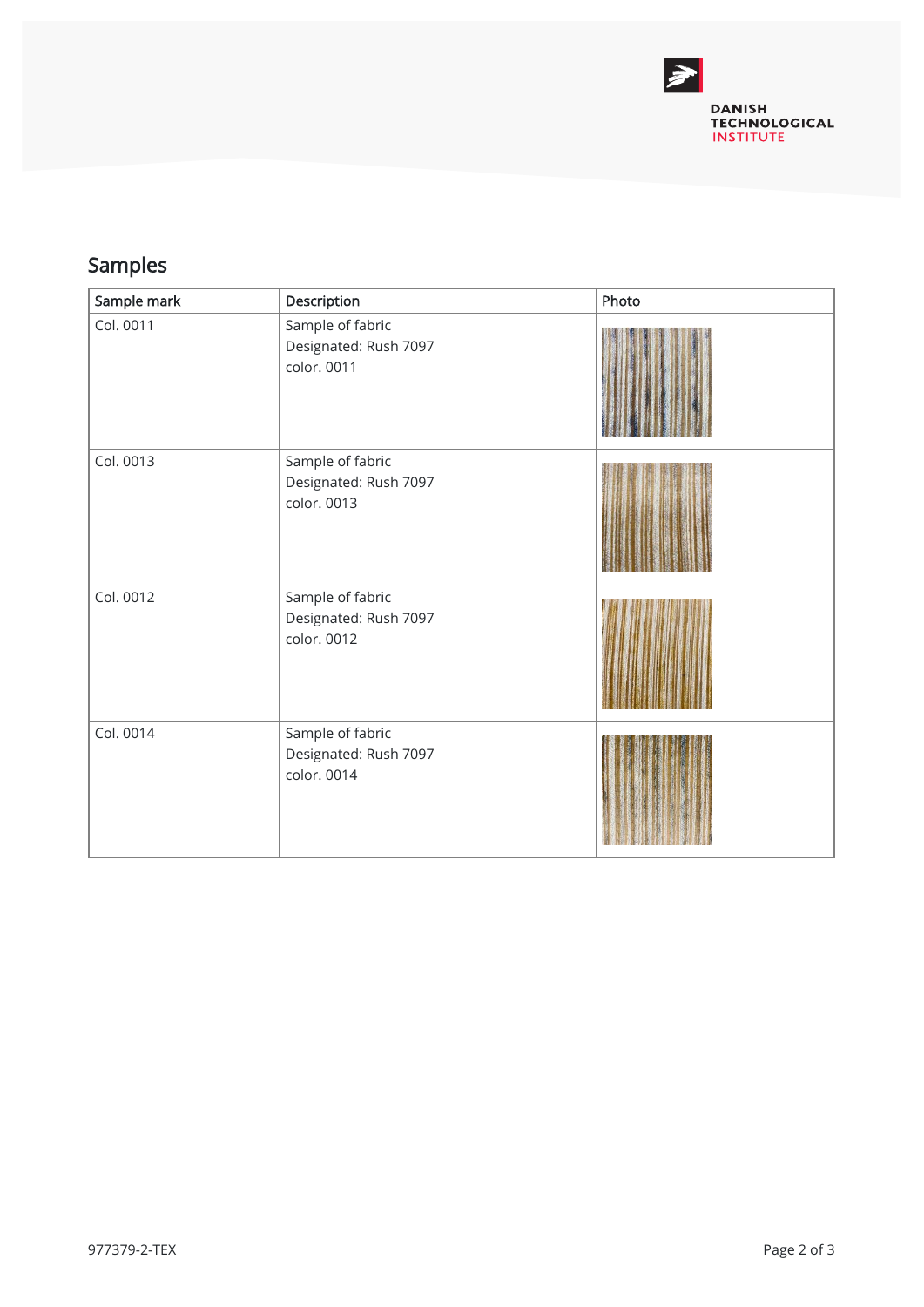## Samples

| Sample mark | Description | Photo |
|---|---|---|
| Col. 0011 | Sample of fabric<br>Designated: Rush 7097<br>color. 0011 | |
| Col. 0013 | Sample of fabric<br>Designated: Rush 7097<br>color. 0013 | |
| Col. 0012 | Sample of fabric<br>Designated: Rush 7097<br>color. 0012 | |
| Col. 0014 | Sample of fabric<br>Designated: Rush 7097<br>color. 0014 | |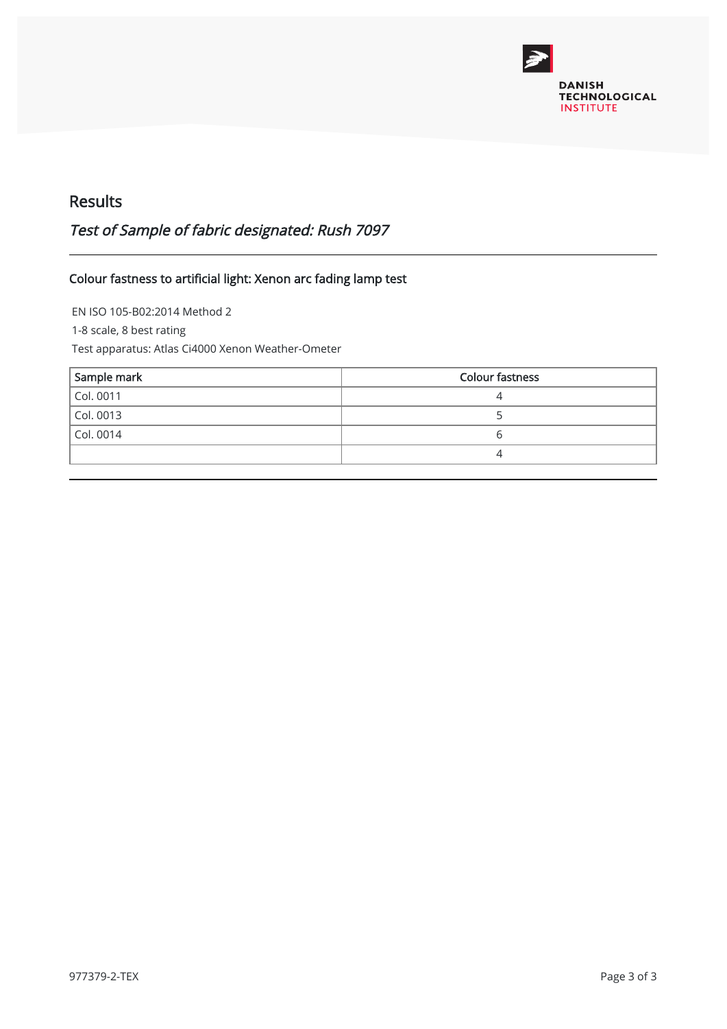## Results

### *Test of Sample of fabric designated: Rush 7097*

### Colour fastness to artificial light: Xenon arc fading lamp test

EN ISO 105-B02:2014 Method 2

1-8 scale, 8 best rating

Test apparatus: Atlas Ci4000 Xenon Weather-Ometer

| Sample mark | Colour fastness |
|---|---|
| Col. 0011 | 4 |
| Col. 0013 | 5 |
| Col. 0014 | 6 |
| | 4 |